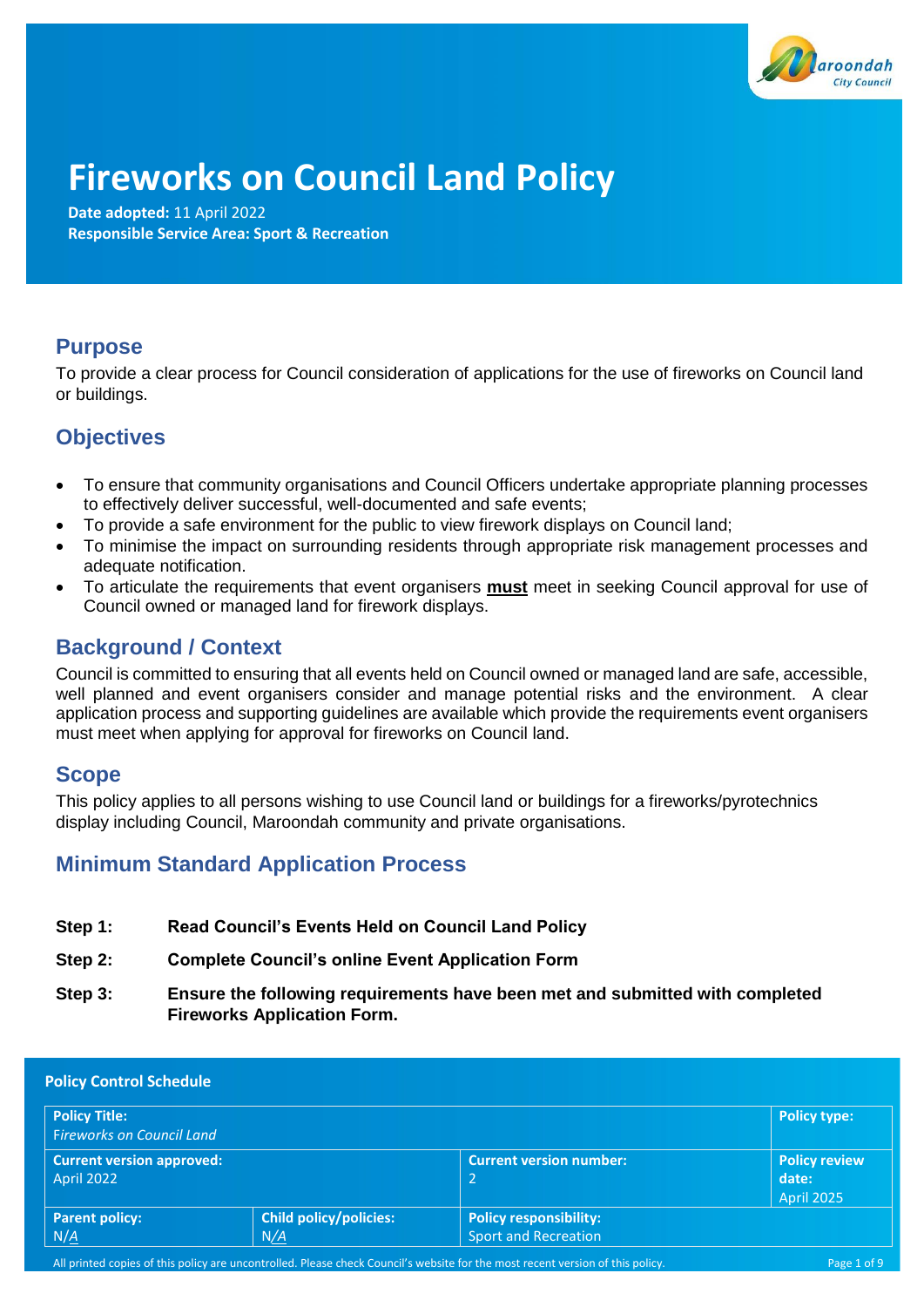# Fireworks on Council Land Policy

**Date adopted:** 11 April 2022
**Responsible Service Area: Sport & Recreation**

## Purpose

To provide a clear process for Council consideration of applications for the use of fireworks on Council land or buildings.

## Objectives

- To ensure that community organisations and Council Officers undertake appropriate planning processes to effectively deliver successful, well-documented and safe events;
- To provide a safe environment for the public to view firework displays on Council land;
- To minimise the impact on surrounding residents through appropriate risk management processes and adequate notification.
- To articulate the requirements that event organisers **must** meet in seeking Council approval for use of Council owned or managed land for firework displays.

## Background / Context

Council is committed to ensuring that all events held on Council owned or managed land are safe, accessible, well planned and event organisers consider and manage potential risks and the environment. A clear application process and supporting guidelines are available which provide the requirements event organisers must meet when applying for approval for fireworks on Council land.

## Scope

This policy applies to all persons wishing to use Council land or buildings for a fireworks/pyrotechnics display including Council, Maroondah community and private organisations.

## Minimum Standard Application Process

**Step 1:** **Read Council's Events Held on Council Land Policy**

**Step 2:** **Complete Council's online Event Application Form**

**Step 3:** **Ensure the following requirements have been met and submitted with completed Fireworks Application Form.**

**Policy Control Schedule**

| **Policy Title:** *Fireworks on Council Land* | | | **Policy type:** |
|---|---|---|---|
| **Current version approved:** April 2022 | | **Current version number:** 2 | **Policy review date:** April 2025 |
| **Parent policy:** N/A | **Child policy/policies:** N/A | **Policy responsibility:** Sport and Recreation | |

All printed copies of this policy are uncontrolled. Please check Council's website for the most recent version of this policy.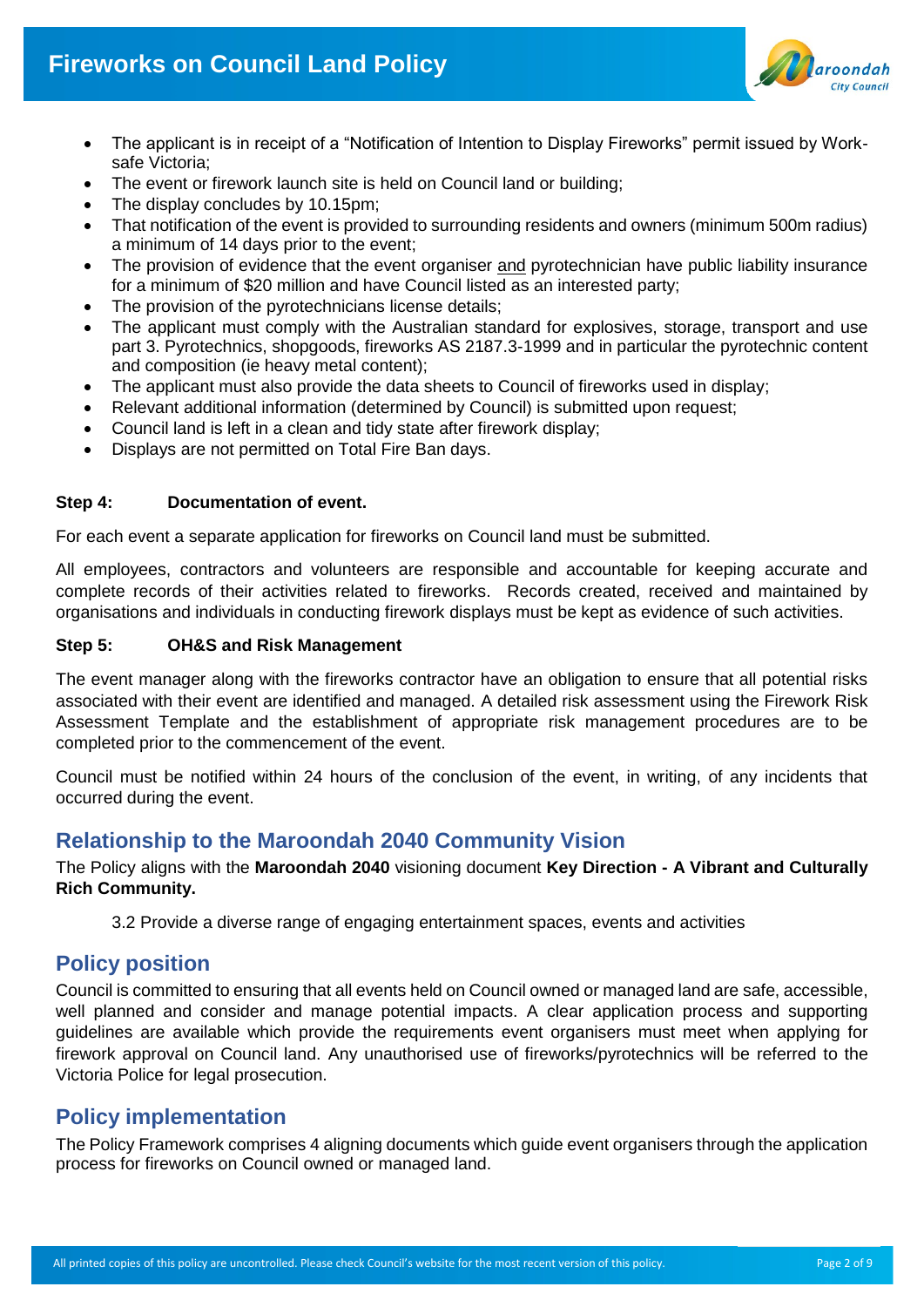- The applicant is in receipt of a "Notification of Intention to Display Fireworks" permit issued by Work-safe Victoria;
- The event or firework launch site is held on Council land or building;
- The display concludes by 10.15pm;
- That notification of the event is provided to surrounding residents and owners (minimum 500m radius) a minimum of 14 days prior to the event;
- The provision of evidence that the event organiser and pyrotechnician have public liability insurance for a minimum of $20 million and have Council listed as an interested party;
- The provision of the pyrotechnicians license details;
- The applicant must comply with the Australian standard for explosives, storage, transport and use part 3. Pyrotechnics, shopgoods, fireworks AS 2187.3-1999 and in particular the pyrotechnic content and composition (ie heavy metal content);
- The applicant must also provide the data sheets to Council of fireworks used in display;
- Relevant additional information (determined by Council) is submitted upon request;
- Council land is left in a clean and tidy state after firework display;
- Displays are not permitted on Total Fire Ban days.

**Step 4: Documentation of event.**

For each event a separate application for fireworks on Council land must be submitted.

All employees, contractors and volunteers are responsible and accountable for keeping accurate and complete records of their activities related to fireworks. Records created, received and maintained by organisations and individuals in conducting firework displays must be kept as evidence of such activities.

**Step 5: OH&S and Risk Management**

The event manager along with the fireworks contractor have an obligation to ensure that all potential risks associated with their event are identified and managed. A detailed risk assessment using the Firework Risk Assessment Template and the establishment of appropriate risk management procedures are to be completed prior to the commencement of the event.

Council must be notified within 24 hours of the conclusion of the event, in writing, of any incidents that occurred during the event.

## Relationship to the Maroondah 2040 Community Vision

The Policy aligns with the **Maroondah 2040** visioning document **Key Direction - A Vibrant and Culturally Rich Community.**

3.2 Provide a diverse range of engaging entertainment spaces, events and activities

## Policy position

Council is committed to ensuring that all events held on Council owned or managed land are safe, accessible, well planned and consider and manage potential impacts. A clear application process and supporting guidelines are available which provide the requirements event organisers must meet when applying for firework approval on Council land. Any unauthorised use of fireworks/pyrotechnics will be referred to the Victoria Police for legal prosecution.

## Policy implementation

The Policy Framework comprises 4 aligning documents which guide event organisers through the application process for fireworks on Council owned or managed land.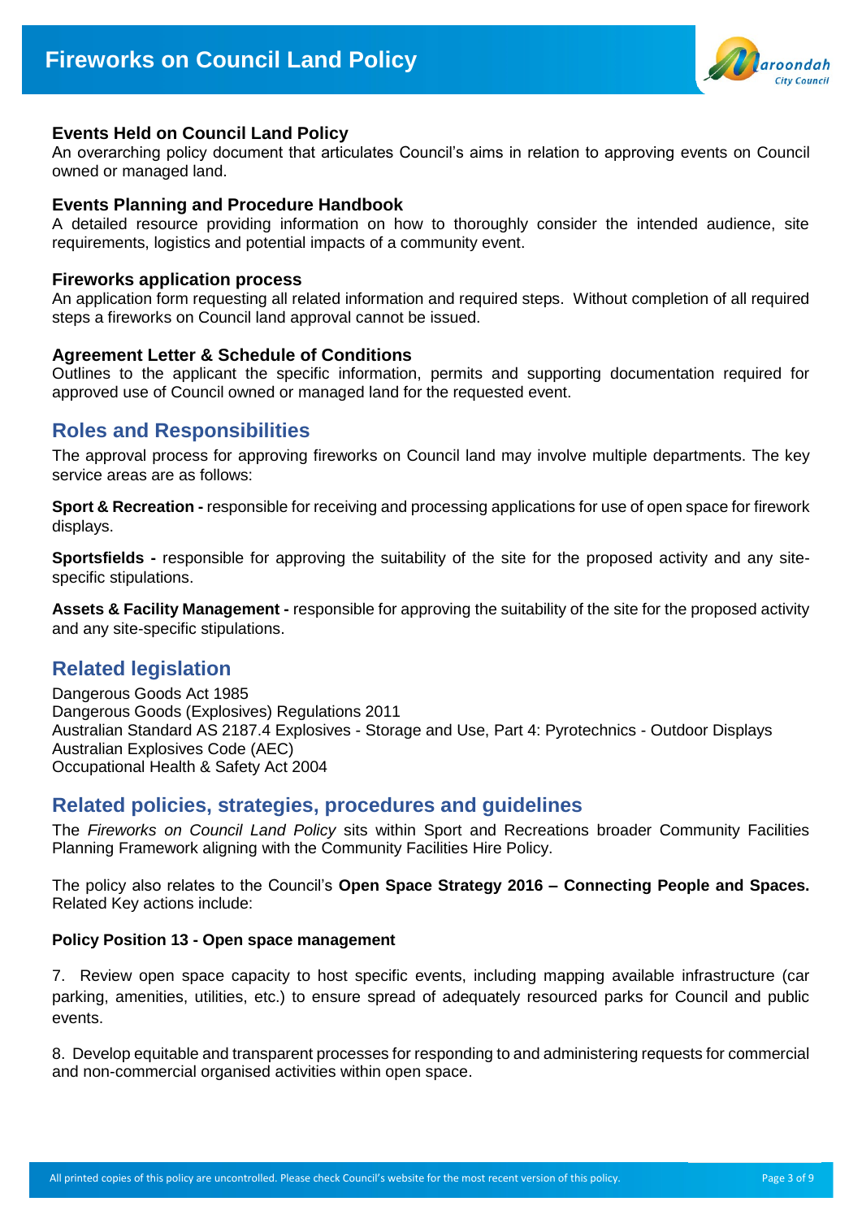### Events Held on Council Land Policy

An overarching policy document that articulates Council's aims in relation to approving events on Council owned or managed land.

### Events Planning and Procedure Handbook

A detailed resource providing information on how to thoroughly consider the intended audience, site requirements, logistics and potential impacts of a community event.

### Fireworks application process

An application form requesting all related information and required steps. Without completion of all required steps a fireworks on Council land approval cannot be issued.

### Agreement Letter & Schedule of Conditions

Outlines to the applicant the specific information, permits and supporting documentation required for approved use of Council owned or managed land for the requested event.

## Roles and Responsibilities

The approval process for approving fireworks on Council land may involve multiple departments. The key service areas are as follows:

**Sport & Recreation -** responsible for receiving and processing applications for use of open space for firework displays.

**Sportsfields -** responsible for approving the suitability of the site for the proposed activity and any site-specific stipulations.

**Assets & Facility Management -** responsible for approving the suitability of the site for the proposed activity and any site-specific stipulations.

## Related legislation

Dangerous Goods Act 1985
Dangerous Goods (Explosives) Regulations 2011
Australian Standard AS 2187.4 Explosives - Storage and Use, Part 4: Pyrotechnics - Outdoor Displays
Australian Explosives Code (AEC)
Occupational Health & Safety Act 2004

## Related policies, strategies, procedures and guidelines

The *Fireworks on Council Land Policy* sits within Sport and Recreations broader Community Facilities Planning Framework aligning with the Community Facilities Hire Policy.

The policy also relates to the Council's **Open Space Strategy 2016 – Connecting People and Spaces.** Related Key actions include:

**Policy Position 13 - Open space management**

7. Review open space capacity to host specific events, including mapping available infrastructure (car parking, amenities, utilities, etc.) to ensure spread of adequately resourced parks for Council and public events.

8. Develop equitable and transparent processes for responding to and administering requests for commercial and non-commercial organised activities within open space.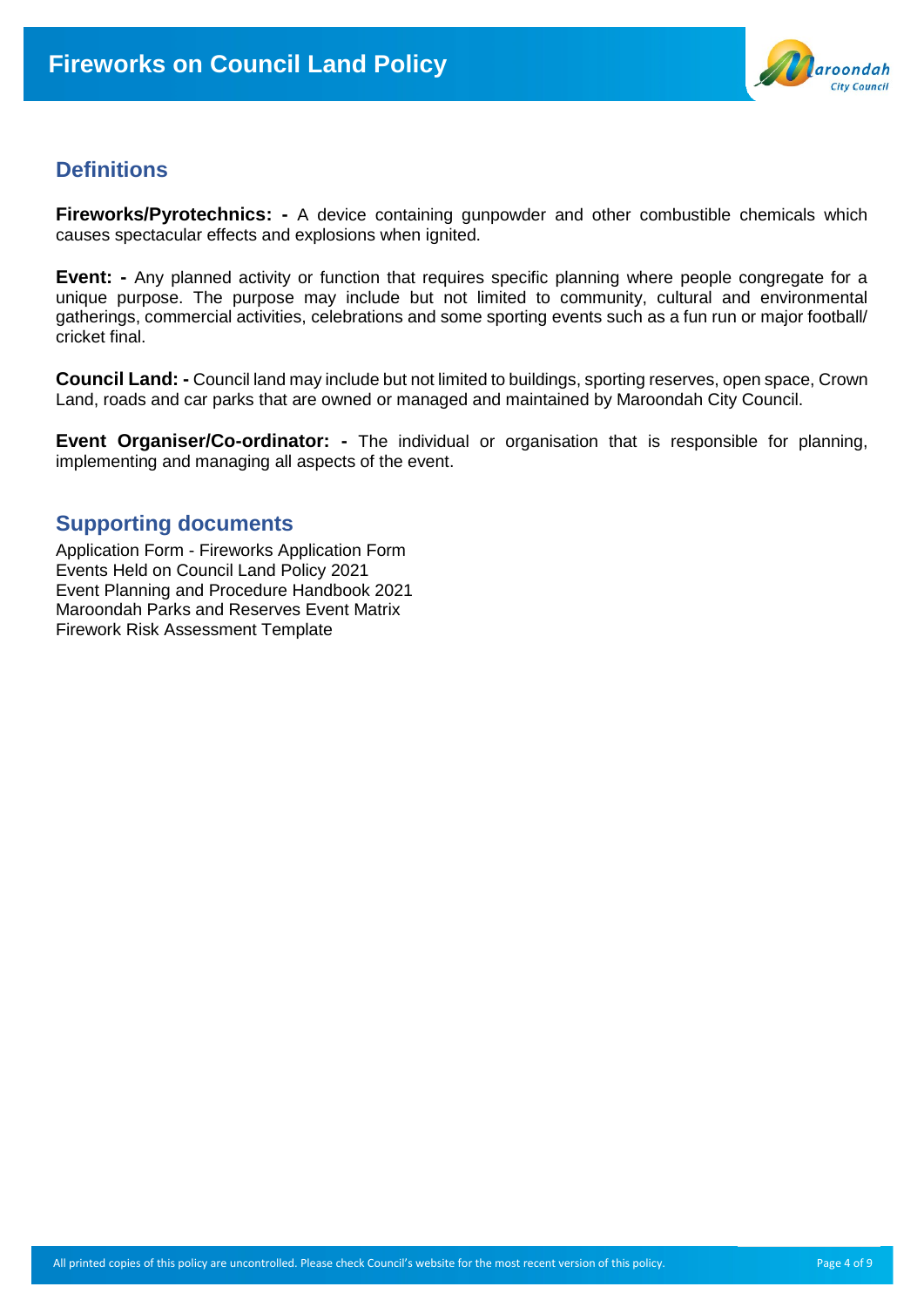## Definitions

**Fireworks/Pyrotechnics: -** A device containing gunpowder and other combustible chemicals which causes spectacular effects and explosions when ignited.

**Event: -** Any planned activity or function that requires specific planning where people congregate for a unique purpose. The purpose may include but not limited to community, cultural and environmental gatherings, commercial activities, celebrations and some sporting events such as a fun run or major football/ cricket final.

**Council Land: -** Council land may include but not limited to buildings, sporting reserves, open space, Crown Land, roads and car parks that are owned or managed and maintained by Maroondah City Council.

**Event Organiser/Co-ordinator: -** The individual or organisation that is responsible for planning, implementing and managing all aspects of the event.

## Supporting documents

Application Form - Fireworks Application Form
Events Held on Council Land Policy 2021
Event Planning and Procedure Handbook 2021
Maroondah Parks and Reserves Event Matrix
Firework Risk Assessment Template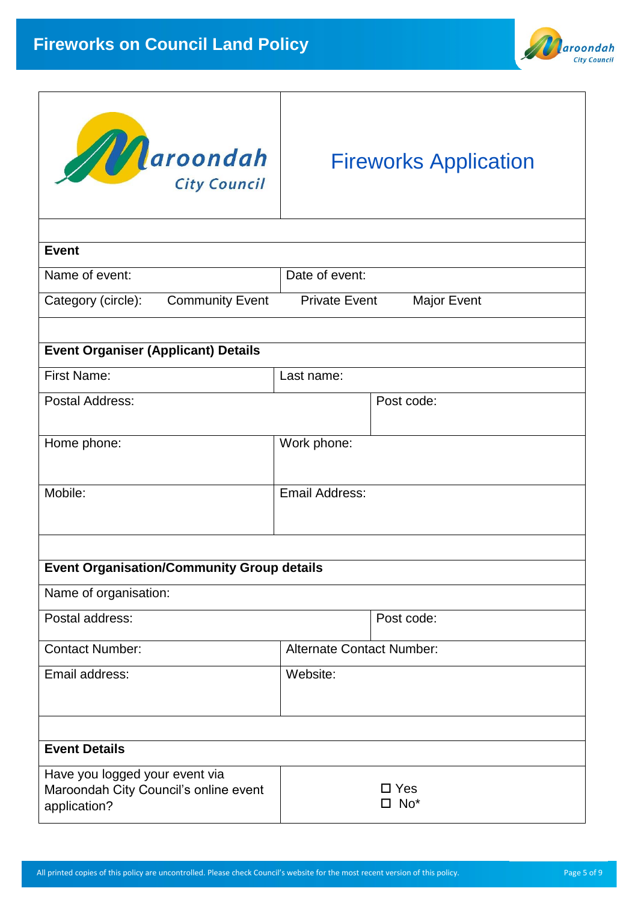# Fireworks Application

| Event | |
|---|---|
| Name of event: | Date of event: |
| Category (circle): Community Event | Private Event Major Event |

| Event Organiser (Applicant) Details | | |
|---|---|---|
| First Name: | Last name: | |
| Postal Address: | | Post code: |
| Home phone: | Work phone: | |
| Mobile: | Email Address: | |

| Event Organisation/Community Group details | | |
|---|---|---|
| Name of organisation: | | |
| Postal address: | | Post code: |
| Contact Number: | Alternate Contact Number: | |
| Email address: | Website: | |

| Event Details | |
|---|---|
| Have you logged your event via Maroondah City Council's online event application? | ☐ Yes<br>☐ No* |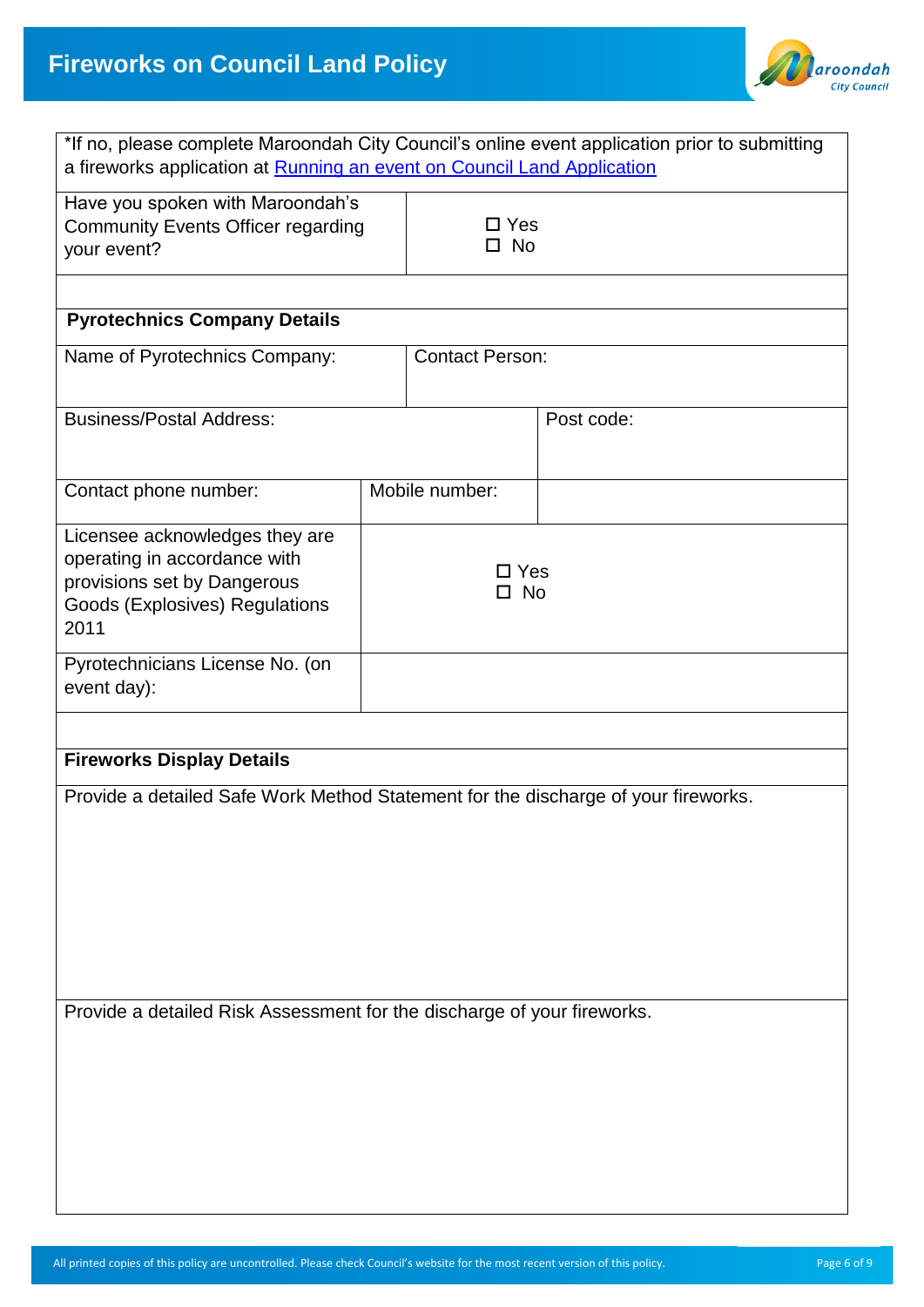*If no, please complete Maroondah City Council's online event application prior to submitting a fireworks application at [Running an event on Council Land Application]

| Have you spoken with Maroondah's Community Events Officer regarding your event? | ☐ Yes<br>☐ No |
|---|---|

**Pyrotechnics Company Details**

| Name of Pyrotechnics Company: | Contact Person: | |
|---|---|---|
| Business/Postal Address: | | Post code: |
| Contact phone number: | Mobile number: | |
| Licensee acknowledges they are operating in accordance with provisions set by Dangerous Goods (Explosives) Regulations 2011 | ☐ Yes<br>☐ No | |
| Pyrotechnicians License No. (on event day): | | |

**Fireworks Display Details**

Provide a detailed Safe Work Method Statement for the discharge of your fireworks.

Provide a detailed Risk Assessment for the discharge of your fireworks.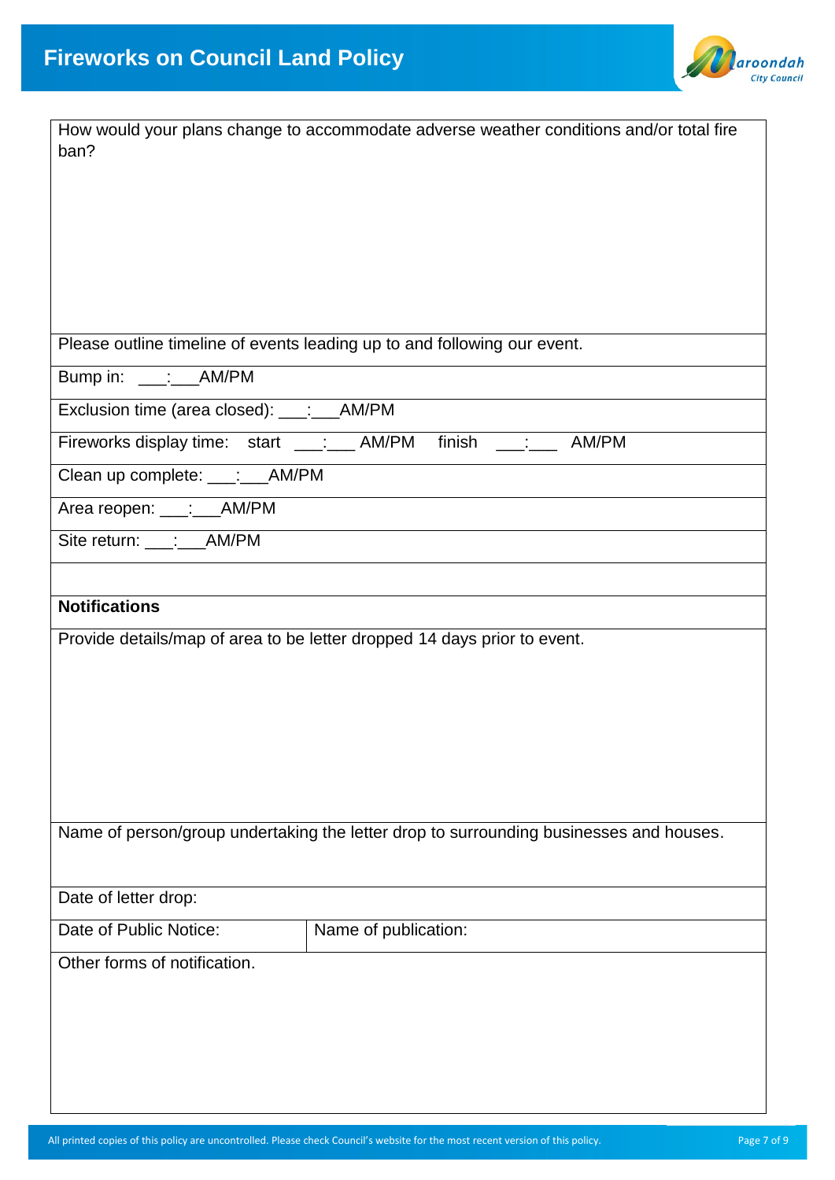| How would your plans change to accommodate adverse weather conditions and/or total fire ban? | |
|---|---|
| | |
| Please outline timeline of events leading up to and following our event. | |
| Bump in: \_\_\_:\_\_\_AM/PM | |
| Exclusion time (area closed): \_\_\_:\_\_\_AM/PM | |
| Fireworks display time: start \_\_\_:\_\_\_ AM/PM finish \_\_\_:\_\_\_ AM/PM | |
| Clean up complete: \_\_\_:\_\_\_AM/PM | |
| Area reopen: \_\_\_:\_\_\_AM/PM | |
| Site return: \_\_\_:\_\_\_AM/PM | |
| | |
| **Notifications** | |
| Provide details/map of area to be letter dropped 14 days prior to event. | |
| | |
| Name of person/group undertaking the letter drop to surrounding businesses and houses. | |
| | |
| Date of letter drop: | |
| Date of Public Notice: | Name of publication: |
| Other forms of notification. | |
| | |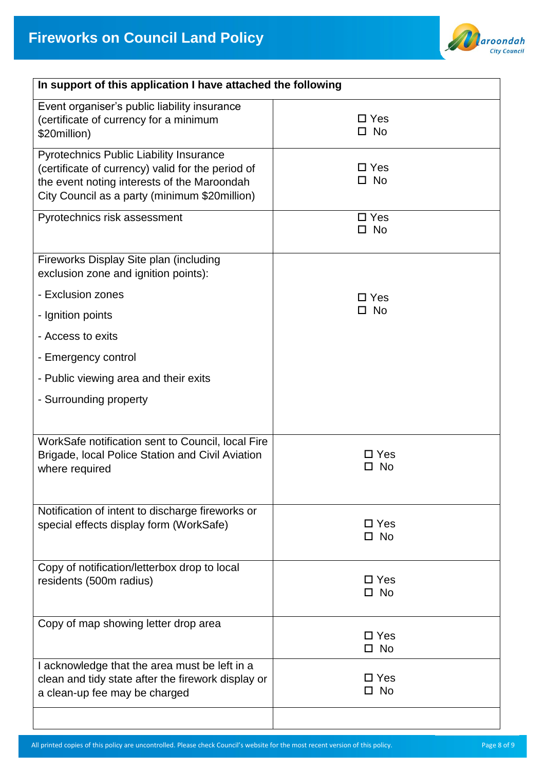| In support of this application I have attached the following | |
|---|---|
| Event organiser's public liability insurance (certificate of currency for a minimum $20million) | ☐ Yes<br>☐ No |
| Pyrotechnics Public Liability Insurance (certificate of currency) valid for the period of the event noting interests of the Maroondah City Council as a party (minimum $20million) | ☐ Yes<br>☐ No |
| Pyrotechnics risk assessment | ☐ Yes<br>☐ No |
| Fireworks Display Site plan (including exclusion zone and ignition points):<br>- Exclusion zones<br>- Ignition points<br>- Access to exits<br>- Emergency control<br>- Public viewing area and their exits<br>- Surrounding property | ☐ Yes<br>☐ No |
| WorkSafe notification sent to Council, local Fire Brigade, local Police Station and Civil Aviation where required | ☐ Yes<br>☐ No |
| Notification of intent to discharge fireworks or special effects display form (WorkSafe) | ☐ Yes<br>☐ No |
| Copy of notification/letterbox drop to local residents (500m radius) | ☐ Yes<br>☐ No |
| Copy of map showing letter drop area | ☐ Yes<br>☐ No |
| I acknowledge that the area must be left in a clean and tidy state after the firework display or a clean-up fee may be charged | ☐ Yes<br>☐ No |
| | |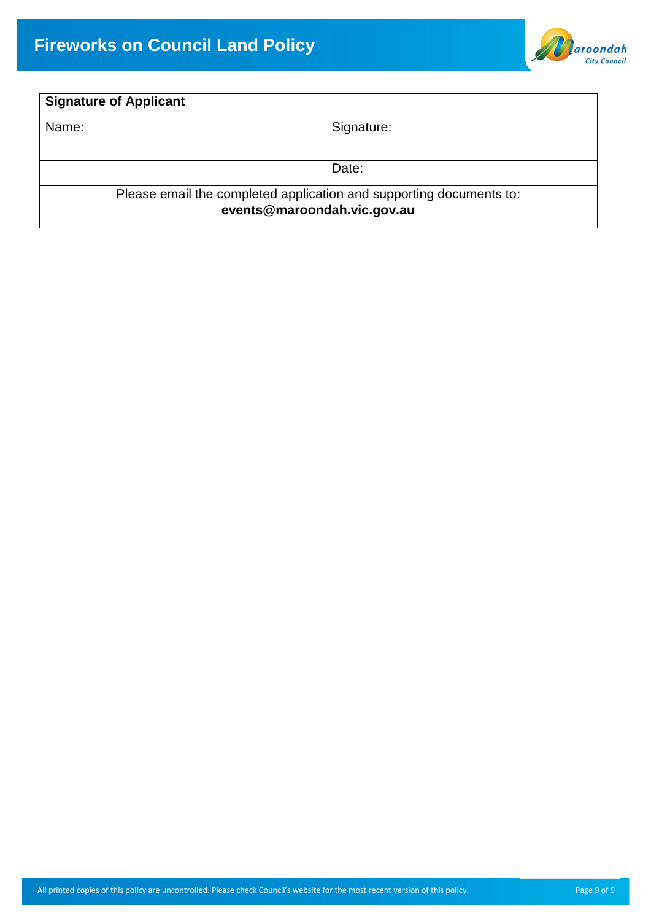| Signature of Applicant | |
|---|---|
| Name: | Signature: |
| | Date: |
| Please email the completed application and supporting documents to: **events@maroondah.vic.gov.au** | |